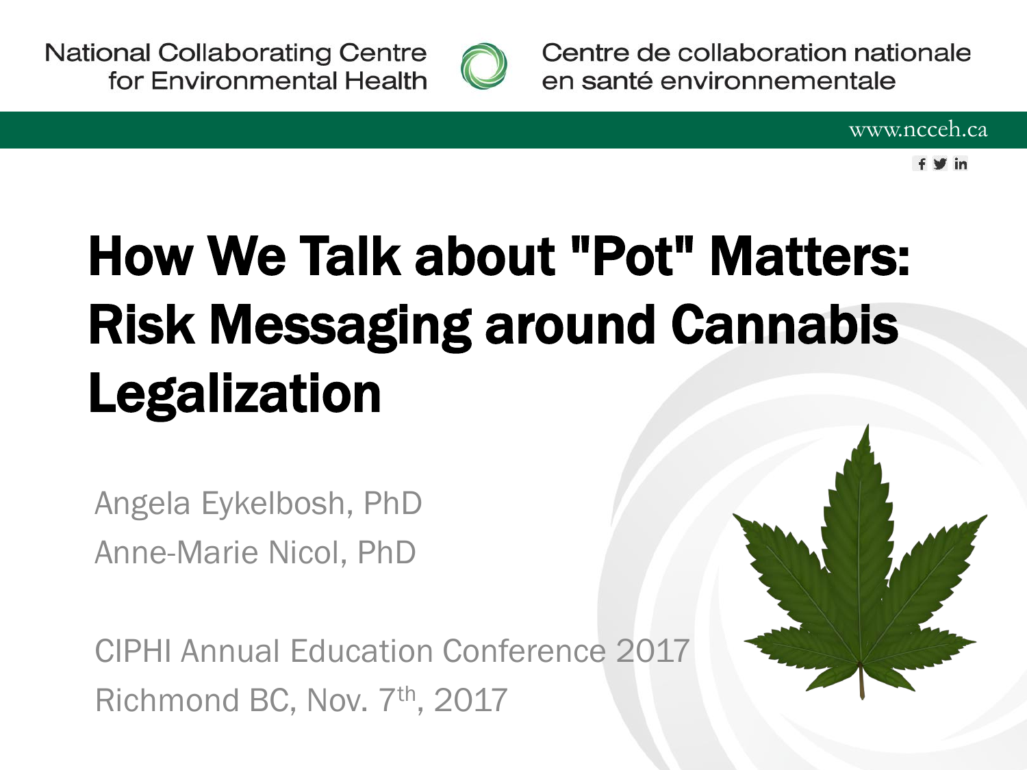National Collaborating Centre for Environmental Health

Centre de collaboration nationale en santé environnementale

www.ncceh.ca

# How We Talk about "Pot" Matters: Risk Messaging around Cannabis Legalization

Angela Eykelbosh, PhD

Anne-Marie Nicol, PhD

CIPHI Annual Education Conference 2017

Richmond BC, Nov. 7th, 2017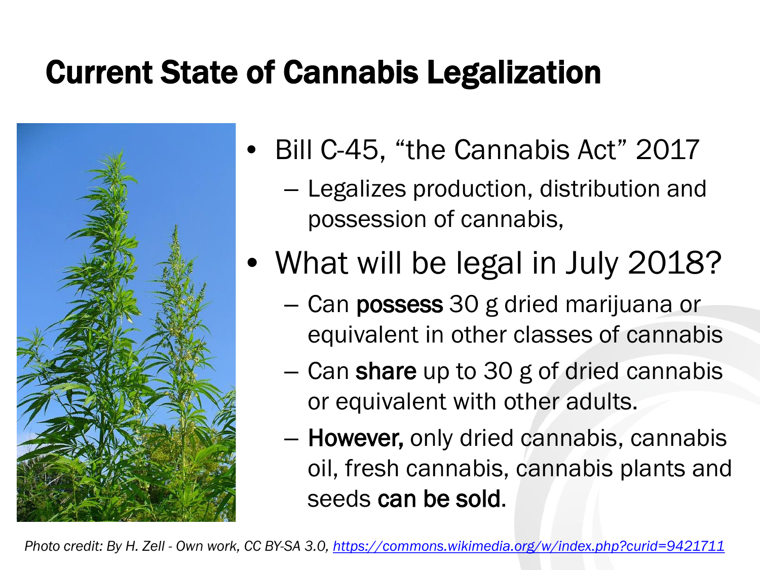# Current State of Cannabis Legalization

- Bill C-45, "the Cannabis Act" 2017
  - Legalizes production, distribution and possession of cannabis,
- What will be legal in July 2018?
  - Can **possess** 30 g dried marijuana or equivalent in other classes of cannabis
  - Can **share** up to 30 g of dried cannabis or equivalent with other adults.
  - **However,** only dried cannabis, cannabis oil, fresh cannabis, cannabis plants and seeds **can be sold**.

*Photo credit: By H. Zell - Own work, CC BY-SA 3.0, https://commons.wikimedia.org/w/index.php?curid=9421711*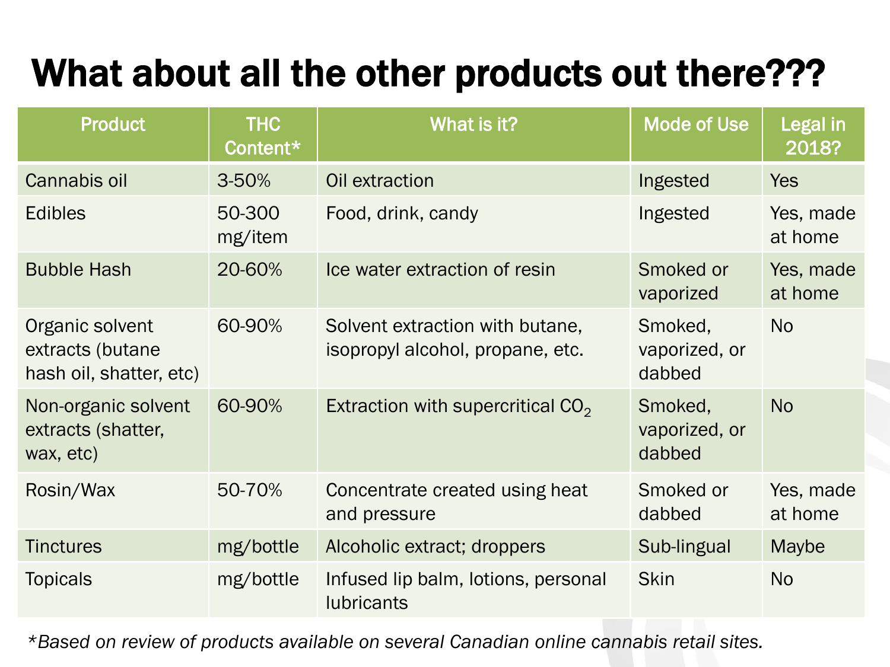# What about all the other products out there???

| Product | THC Content* | What is it? | Mode of Use | Legal in 2018? |
|---|---|---|---|---|
| Cannabis oil | 3-50% | Oil extraction | Ingested | Yes |
| Edibles | 50-300 mg/item | Food, drink, candy | Ingested | Yes, made at home |
| Bubble Hash | 20-60% | Ice water extraction of resin | Smoked or vaporized | Yes, made at home |
| Organic solvent extracts (butane hash oil, shatter, etc) | 60-90% | Solvent extraction with butane, isopropyl alcohol, propane, etc. | Smoked, vaporized, or dabbed | No |
| Non-organic solvent extracts (shatter, wax, etc) | 60-90% | Extraction with supercritical $CO_2$ | Smoked, vaporized, or dabbed | No |
| Rosin/Wax | 50-70% | Concentrate created using heat and pressure | Smoked or dabbed | Yes, made at home |
| Tinctures | mg/bottle | Alcoholic extract; droppers | Sub-lingual | Maybe |
| Topicals | mg/bottle | Infused lip balm, lotions, personal lubricants | Skin | No |

*\*Based on review of products available on several Canadian online cannabis retail sites.*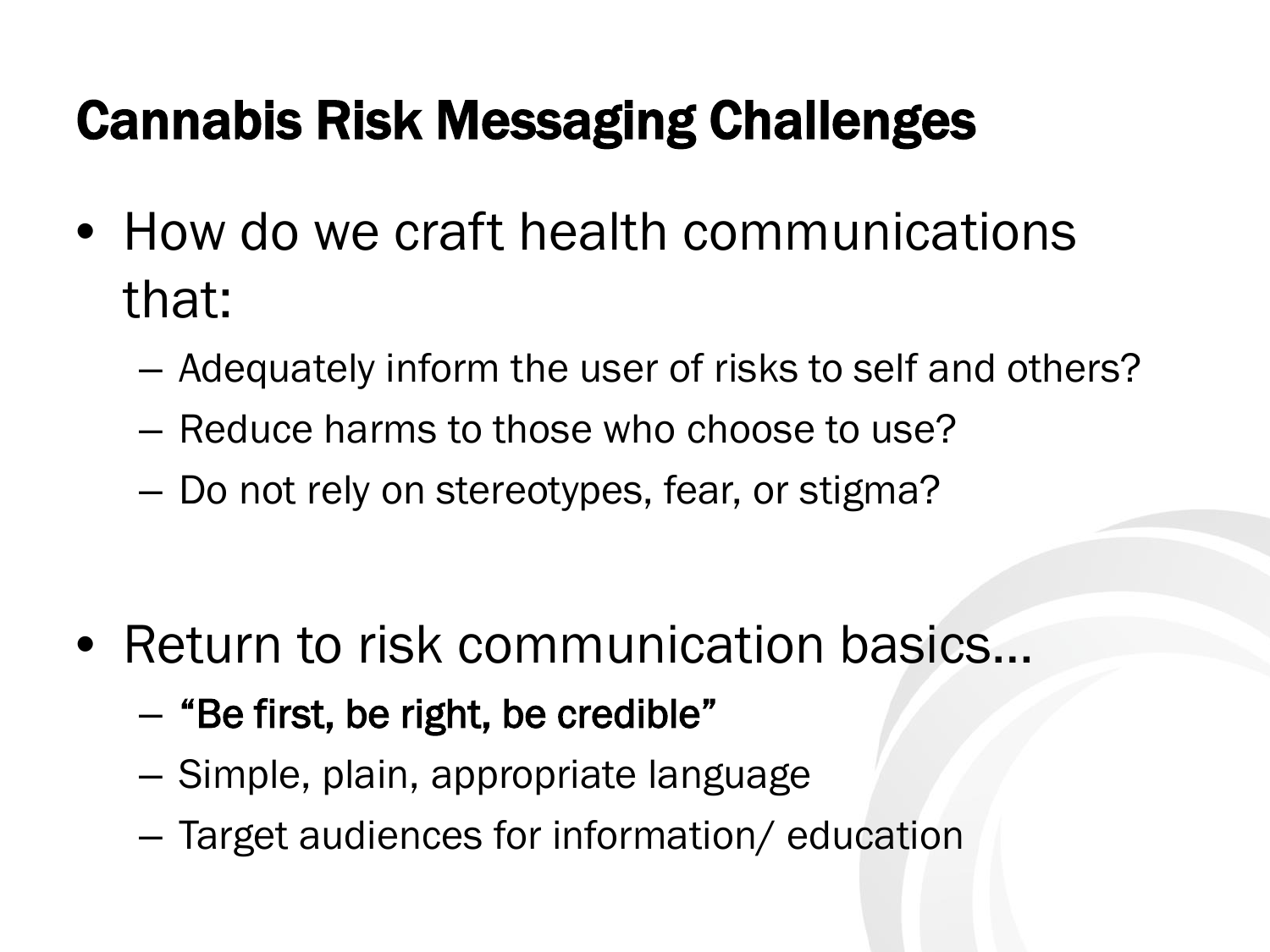# Cannabis Risk Messaging Challenges

- How do we craft health communications that:
  - Adequately inform the user of risks to self and others?
  - Reduce harms to those who choose to use?
  - Do not rely on stereotypes, fear, or stigma?

- Return to risk communication basics…
  - **"Be first, be right, be credible"**
  - Simple, plain, appropriate language
  - Target audiences for information/ education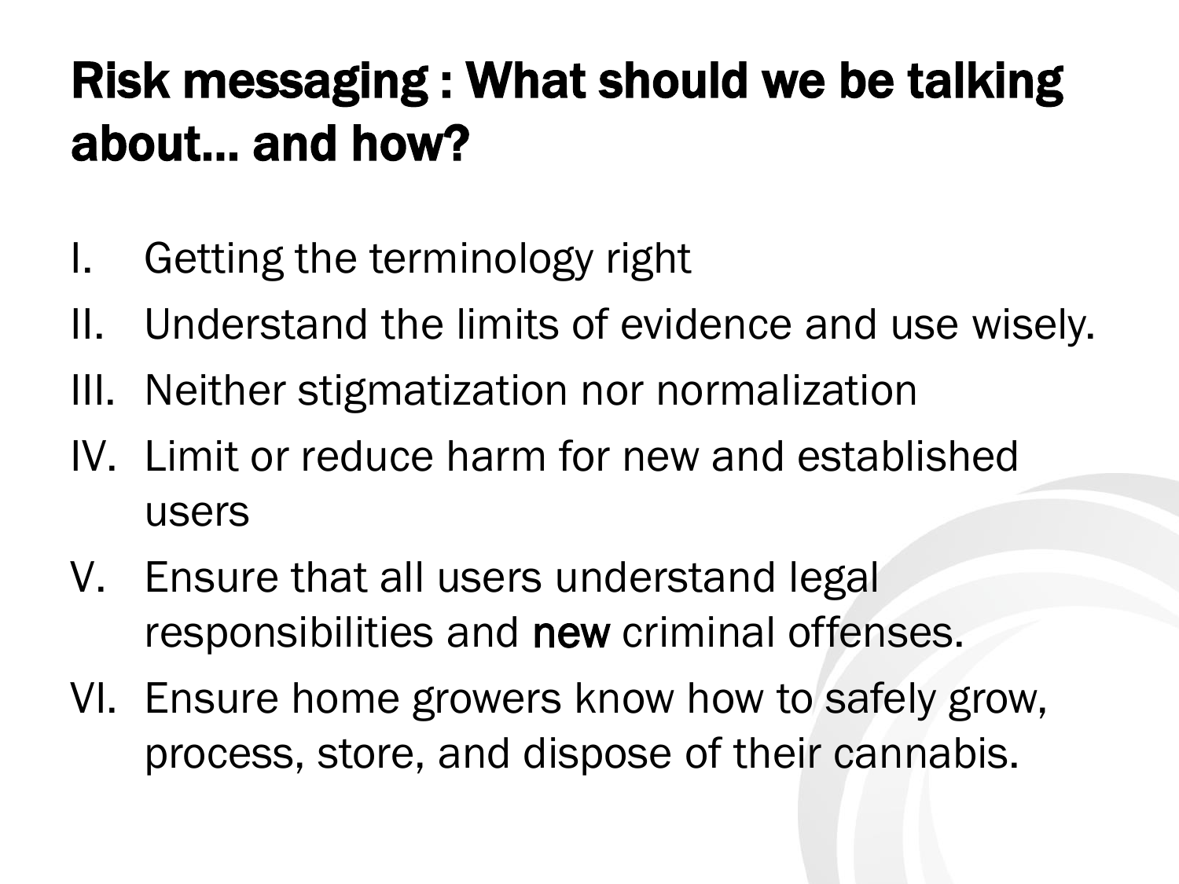# Risk messaging : What should we be talking about… and how?

I. Getting the terminology right
II. Understand the limits of evidence and use wisely.
III. Neither stigmatization nor normalization
IV. Limit or reduce harm for new and established users
V. Ensure that all users understand legal responsibilities and new criminal offenses.
VI. Ensure home growers know how to safely grow, process, store, and dispose of their cannabis.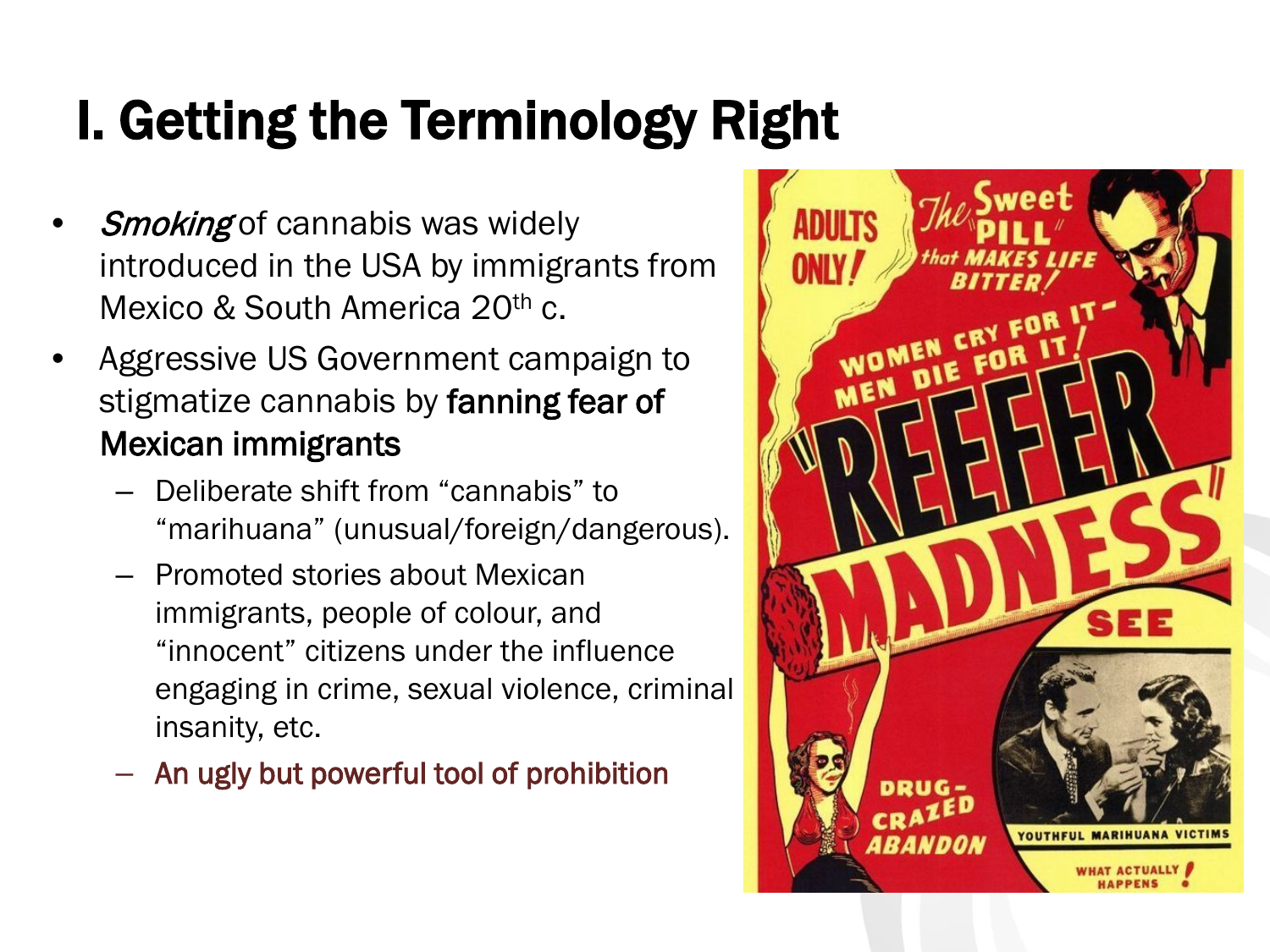# I. Getting the Terminology Right

- *Smoking* of cannabis was widely introduced in the USA by immigrants from Mexico & South America 20th c.
- Aggressive US Government campaign to stigmatize cannabis by **fanning fear of Mexican immigrants**
  - Deliberate shift from "cannabis" to "marihuana" (unusual/foreign/dangerous).
  - Promoted stories about Mexican immigrants, people of colour, and "innocent" citizens under the influence engaging in crime, sexual violence, criminal insanity, etc.
  - **An ugly but powerful tool of prohibition**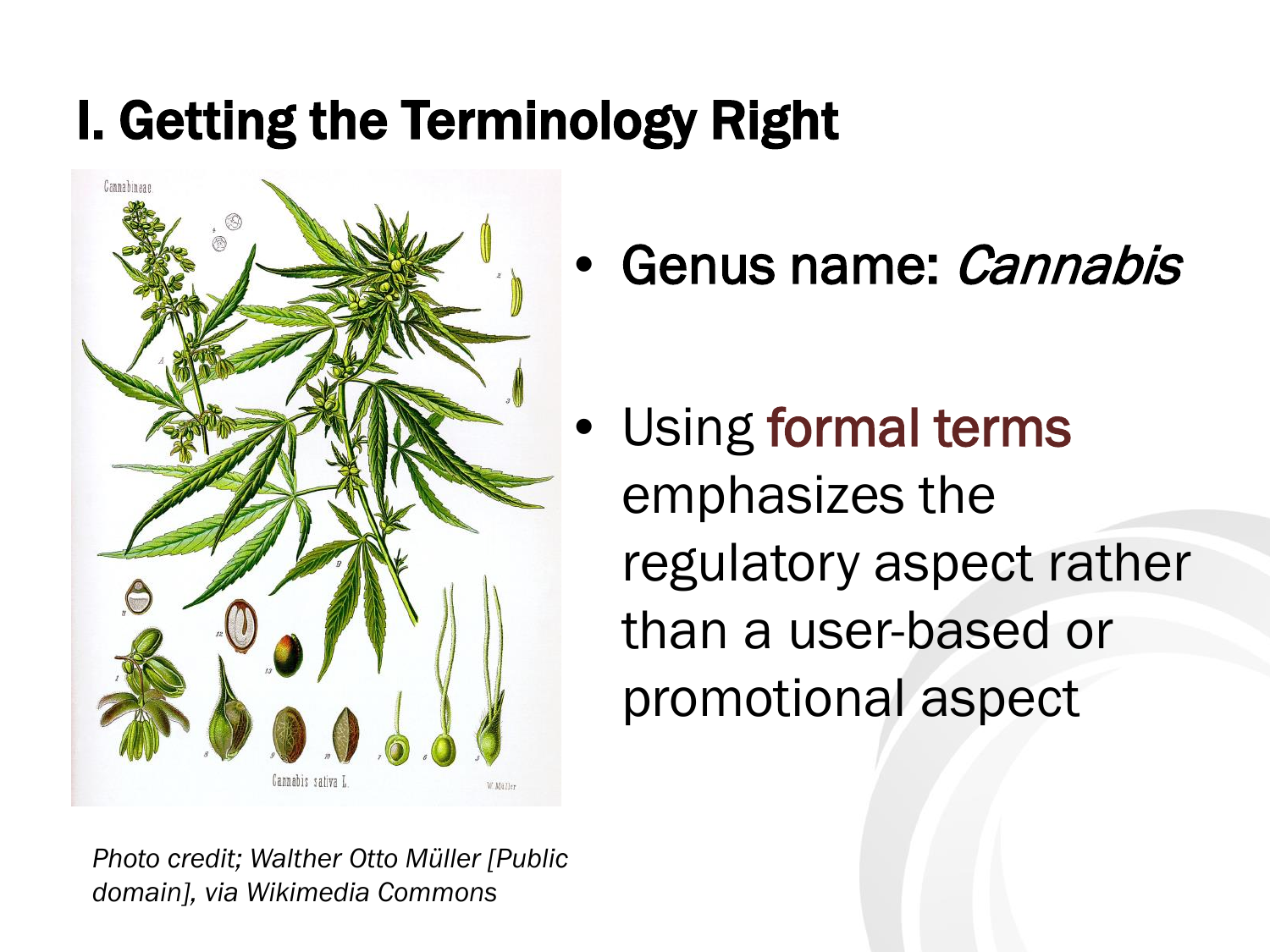# I. Getting the Terminology Right

- Genus name: *Cannabis*

- Using formal terms emphasizes the regulatory aspect rather than a user-based or promotional aspect

*Photo credit; Walther Otto Müller [Public domain], via Wikimedia Commons*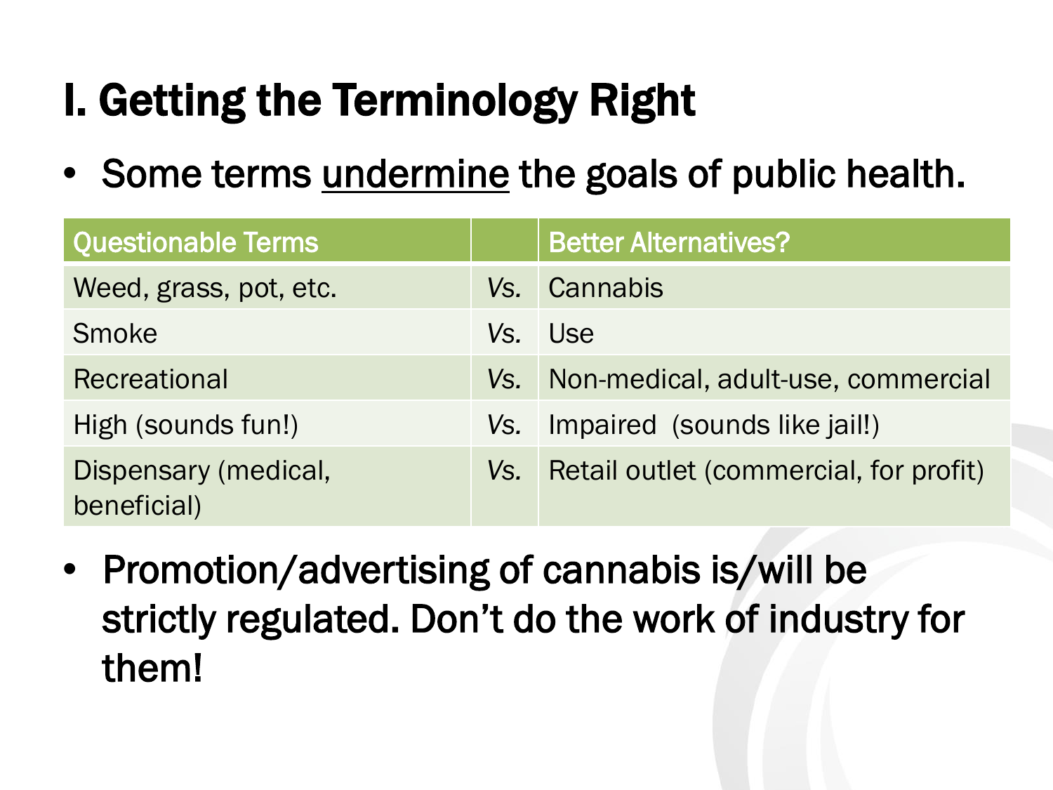# I. Getting the Terminology Right

- Some terms <u>undermine</u> the goals of public health.

| Questionable Terms | | Better Alternatives? |
|---|---|---|
| Weed, grass, pot, etc. | *Vs.* | Cannabis |
| Smoke | *Vs.* | Use |
| Recreational | *Vs.* | Non-medical, adult-use, commercial |
| High (sounds fun!) | *Vs.* | Impaired (sounds like jail!) |
| Dispensary (medical, beneficial) | *Vs.* | Retail outlet (commercial, for profit) |

- Promotion/advertising of cannabis is/will be strictly regulated. Don't do the work of industry for them!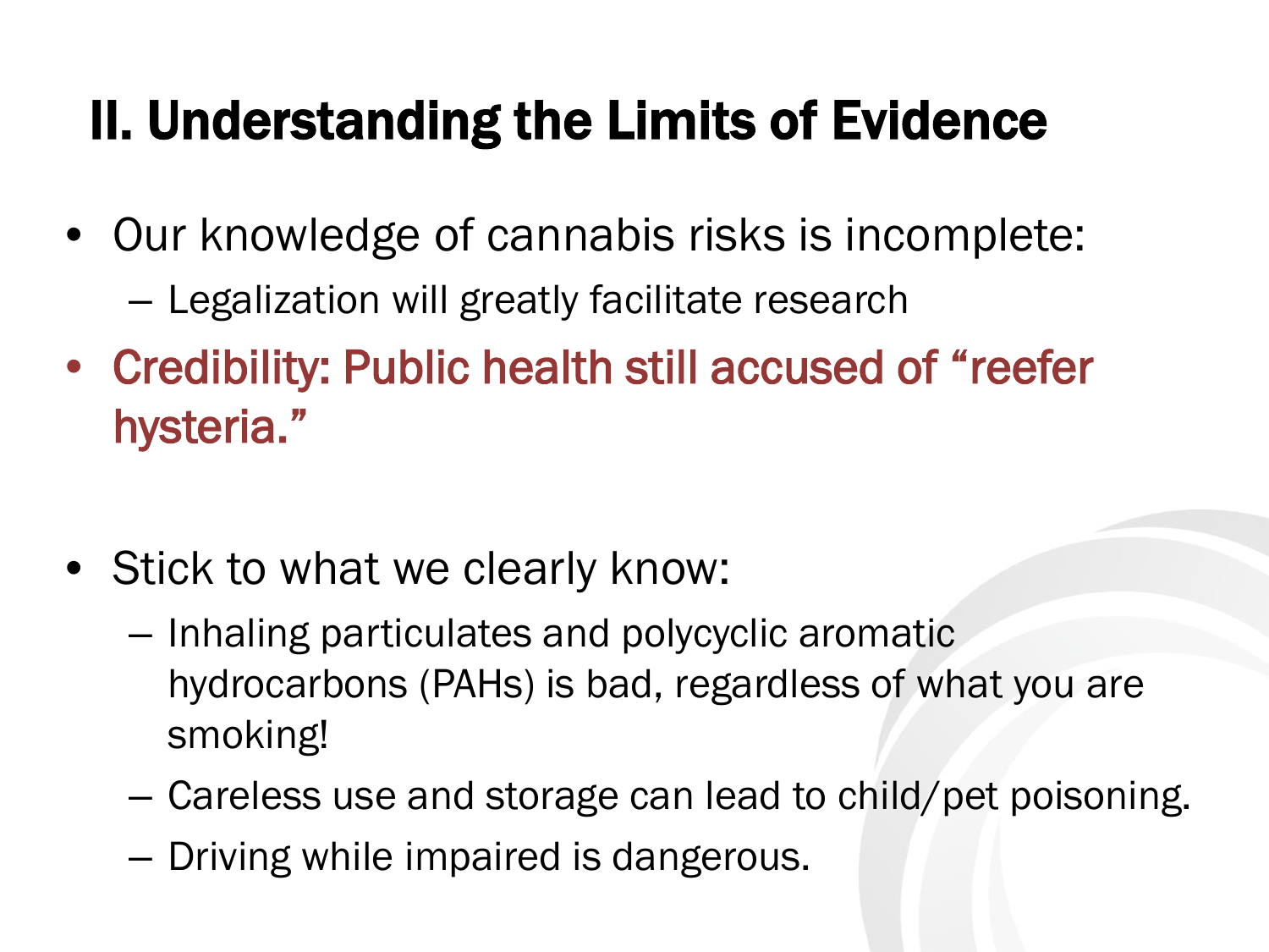# II. Understanding the Limits of Evidence

- Our knowledge of cannabis risks is incomplete:
  - Legalization will greatly facilitate research
- Credibility: Public health still accused of "reefer hysteria."

- Stick to what we clearly know:
  - Inhaling particulates and polycyclic aromatic hydrocarbons (PAHs) is bad, regardless of what you are smoking!
  - Careless use and storage can lead to child/pet poisoning.
  - Driving while impaired is dangerous.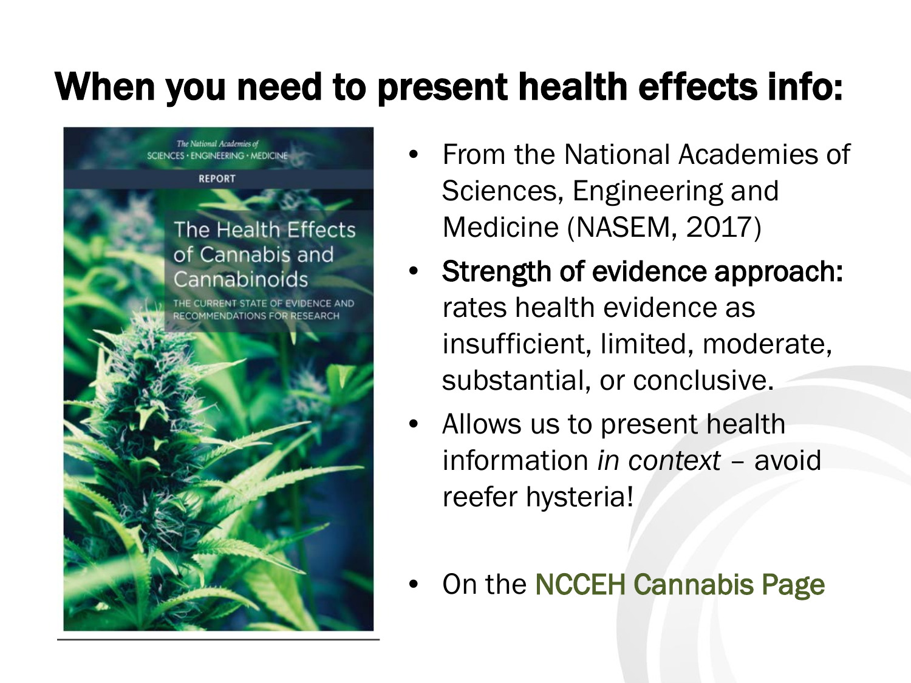# When you need to present health effects info:

- From the National Academies of Sciences, Engineering and Medicine (NASEM, 2017)
- **Strength of evidence approach:** rates health evidence as insufficient, limited, moderate, substantial, or conclusive.
- Allows us to present health information *in context* – avoid reefer hysteria!
- On the NCCEH Cannabis Page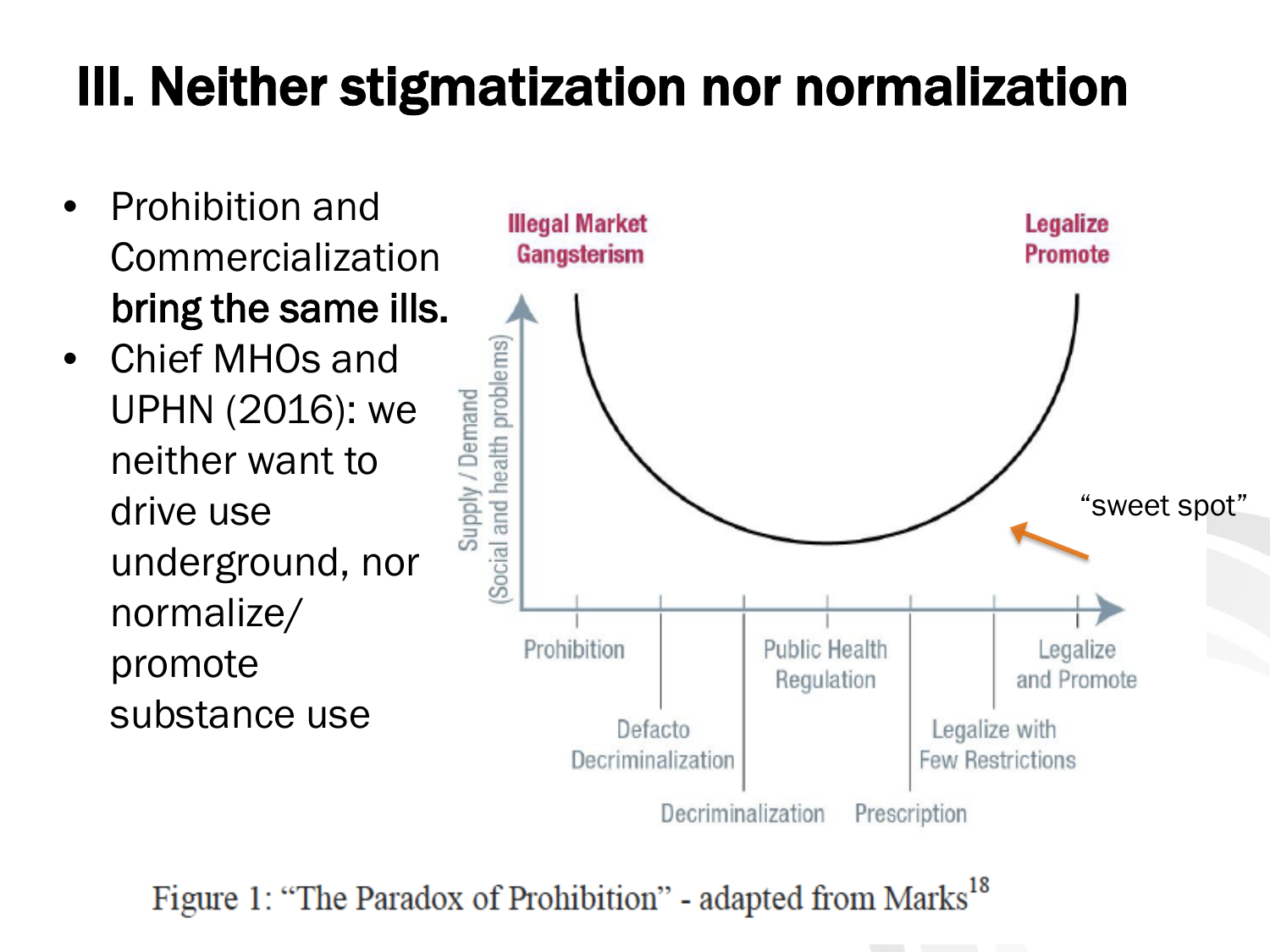# III. Neither stigmatization nor normalization

- Prohibition and Commercialization **bring the same ills.**
- Chief MHOs and UPHN (2016): we neither want to drive use underground, nor normalize/ promote substance use

Illegal Market Gangsterism

Legalize Promote

Supply / Demand (Social and health problems)

"sweet spot"

Prohibition | Defacto Decriminalization | Decriminalization | Public Health Regulation | Prescription | Legalize with Few Restrictions | Legalize and Promote

Figure 1: "The Paradox of Prohibition" - adapted from Marks[18]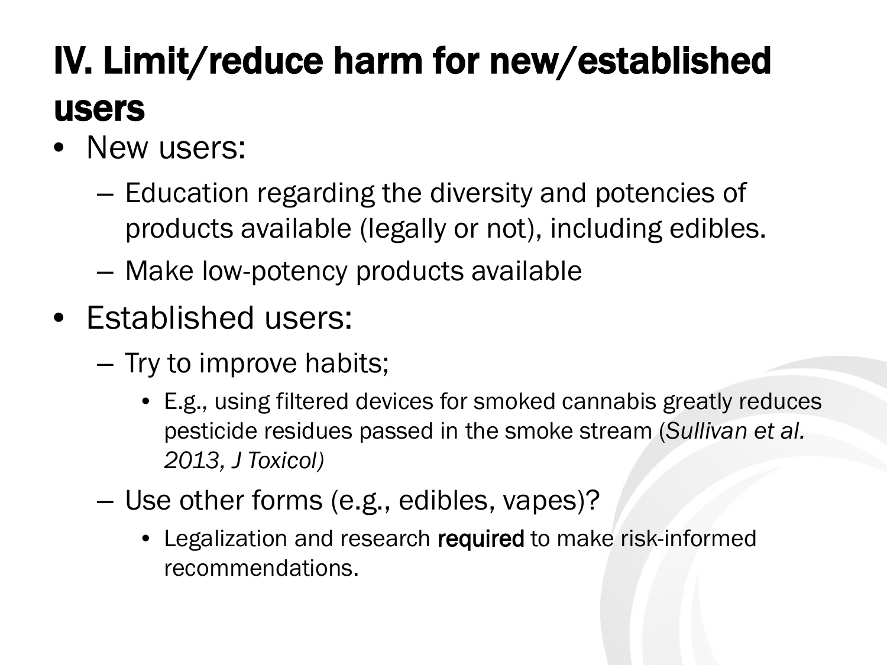# IV. Limit/reduce harm for new/established users

- New users:
  - Education regarding the diversity and potencies of products available (legally or not), including edibles.
  - Make low-potency products available
- Established users:
  - Try to improve habits;
    - E.g., using filtered devices for smoked cannabis greatly reduces pesticide residues passed in the smoke stream (*Sullivan et al. 2013, J Toxicol)*
  - Use other forms (e.g., edibles, vapes)?
    - Legalization and research **required** to make risk-informed recommendations.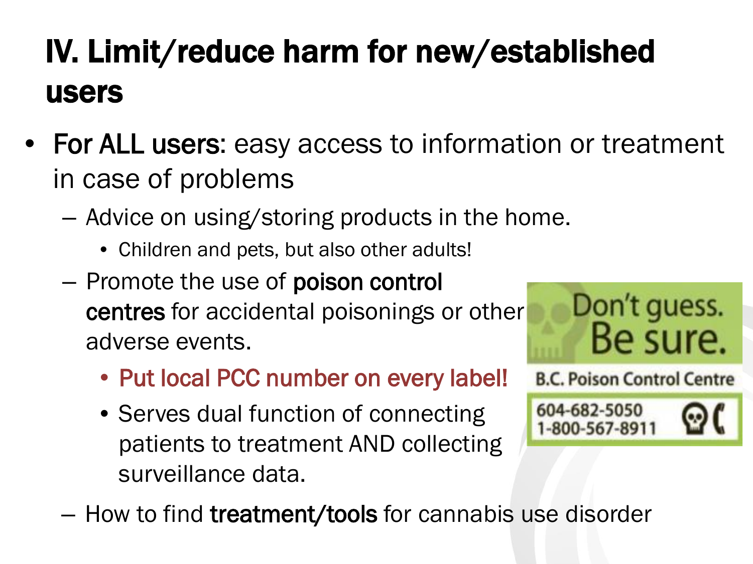# IV. Limit/reduce harm for new/established users

- **For ALL users:** easy access to information or treatment in case of problems
  - Advice on using/storing products in the home.
    - Children and pets, but also other adults!
  - Promote the use of **poison control centres** for accidental poisonings or other adverse events.
    - Put local PCC number on every label!
    - Serves dual function of connecting patients to treatment AND collecting surveillance data.
  - How to find **treatment/tools** for cannabis use disorder

Don't guess. Be sure.

B.C. Poison Control Centre

604-682-5050
1-800-567-8911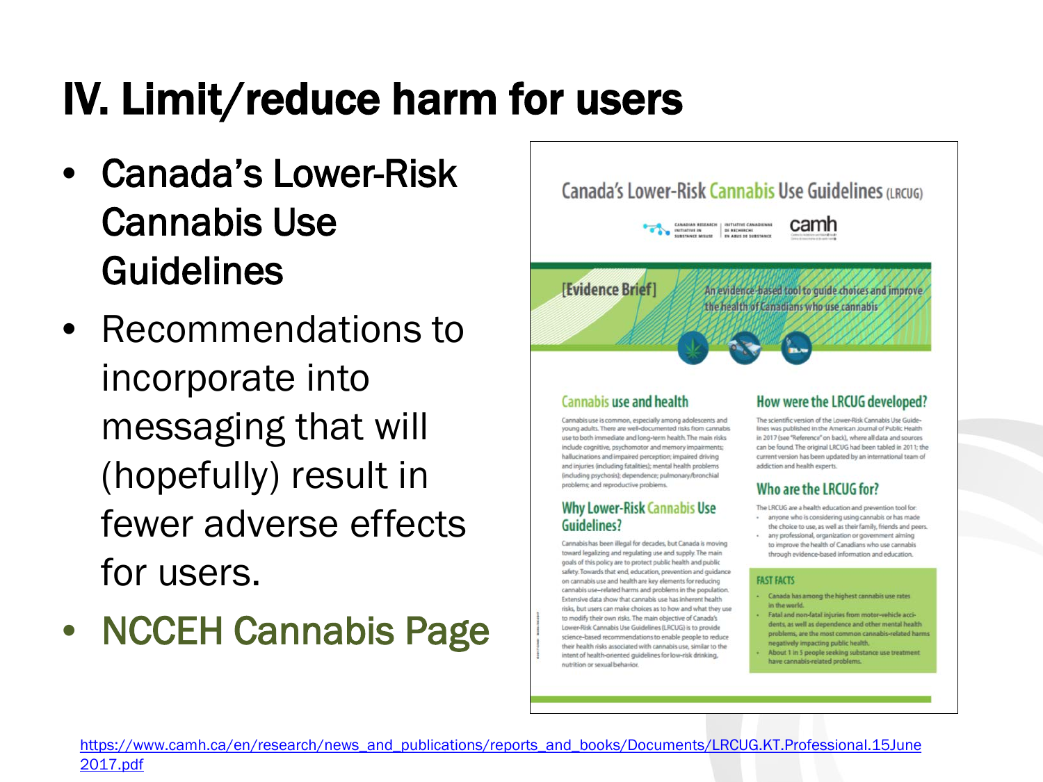# IV. Limit/reduce harm for users

- Canada's Lower-Risk Cannabis Use Guidelines
- Recommendations to incorporate into messaging that will (hopefully) result in fewer adverse effects for users.
- NCCEH Cannabis Page

## Canada's Lower-Risk Cannabis Use Guidelines (LRCUG)

CANADIAN RESEARCH INITIATIVE IN SUBSTANCE MISUSE | INITIATIVE CANADIENNE DE RECHERCHE EN ABUS DE SUBSTANCE | camh

[Evidence Brief] An evidence-based tool to guide choices and improve the health of Canadians who use cannabis

### Cannabis use and health

Cannabis use is common, especially among adolescents and young adults. There are well-documented risks from cannabis use to both immediate and long-term health. The main risks include cognitive, psychomotor and memory impairments; hallucinations and impaired perception; impaired driving and injuries (including fatalities); mental health problems (including psychosis); dependence; pulmonary/bronchial problems; and reproductive problems.

### Why Lower-Risk Cannabis Use Guidelines?

Cannabis has been illegal for decades, but Canada is moving toward legalizing and regulating use and supply. The main goals of this policy are to protect public health and public safety. Towards that end, education, prevention and guidance on cannabis use and health are key elements for reducing cannabis use–related harms and problems in the population. Extensive data show that cannabis use has inherent health risks, but users can make choices as to how and what they use to modify their own risks. The main objective of Canada's Lower-Risk Cannabis Use Guidelines (LRCUG) is to provide science-based recommendations to enable people to reduce their health risks associated with cannabis use, similar to the intent of health-oriented guidelines for low-risk drinking, nutrition or sexual behavior.

### How were the LRCUG developed?

The scientific version of the Lower-Risk Cannabis Use Guidelines was published in the American Journal of Public Health in 2017 (see "Reference" on back), where all data and sources can be found. The original LRCUG had been tabled in 2011; the current version has been updated by an international team of addiction and health experts.

### Who are the LRCUG for?

The LRCUG are a health education and prevention tool for:

- anyone who is considering using cannabis or has made the choice to use, as well as their family, friends and peers.
- any professional, organization or government aiming to improve the health of Canadians who use cannabis through evidence-based information and education.

### FAST FACTS

- Canada has among the highest cannabis use rates in the world.
- Fatal and non-fatal injuries from motor-vehicle accidents, as well as dependence and other mental health problems, are the most common cannabis-related harms negatively impacting public health.
- About 1 in 5 people seeking substance use treatment have cannabis-related problems.

https://www.camh.ca/en/research/news_and_publications/reports_and_books/Documents/LRCUG.KT.Professional.15June2017.pdf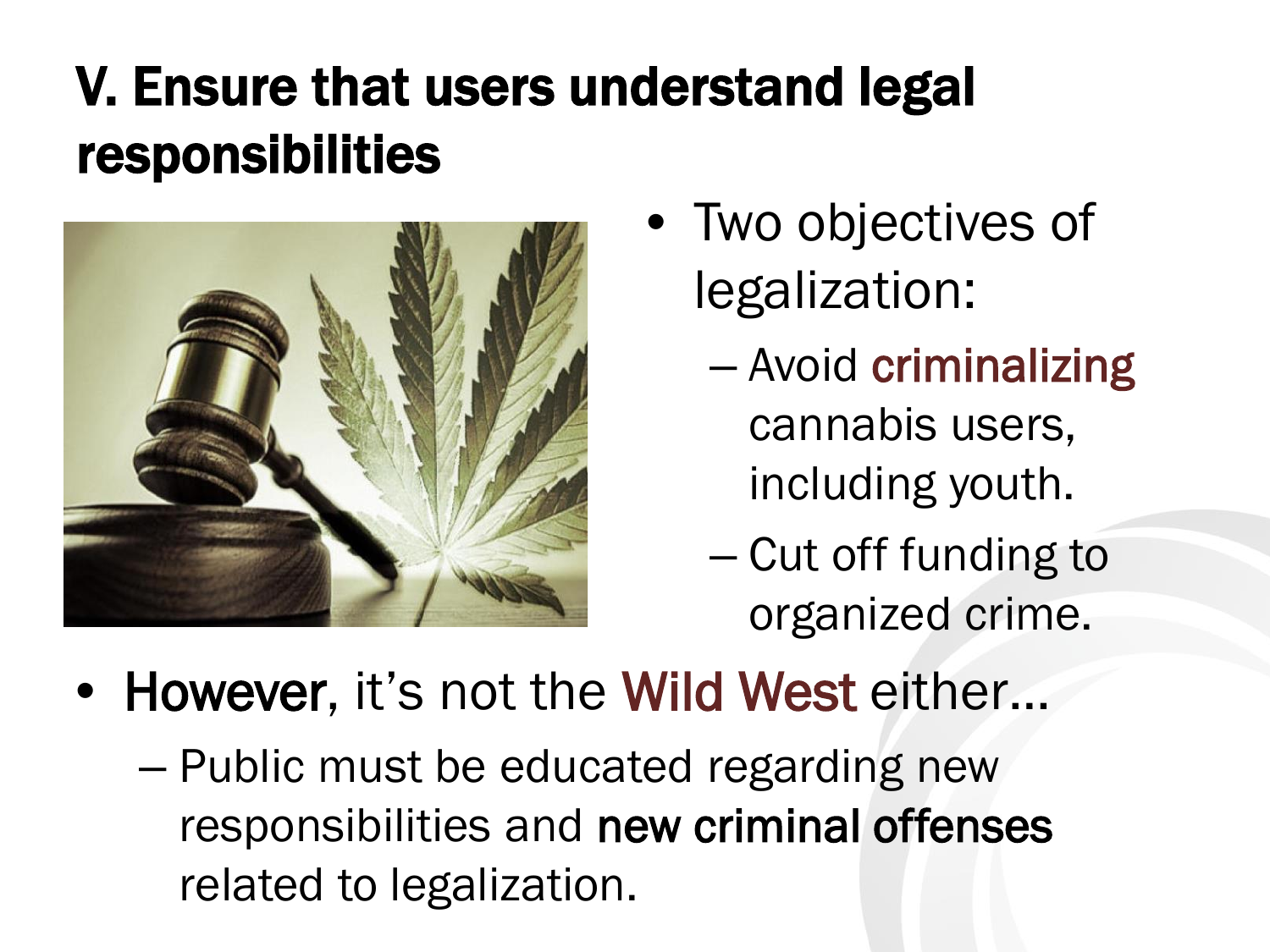# V. Ensure that users understand legal responsibilities

- Two objectives of legalization:
  - Avoid criminalizing cannabis users, including youth.
  - Cut off funding to organized crime.
- **However**, it's not the Wild West either…
  - Public must be educated regarding new responsibilities and **new criminal offenses** related to legalization.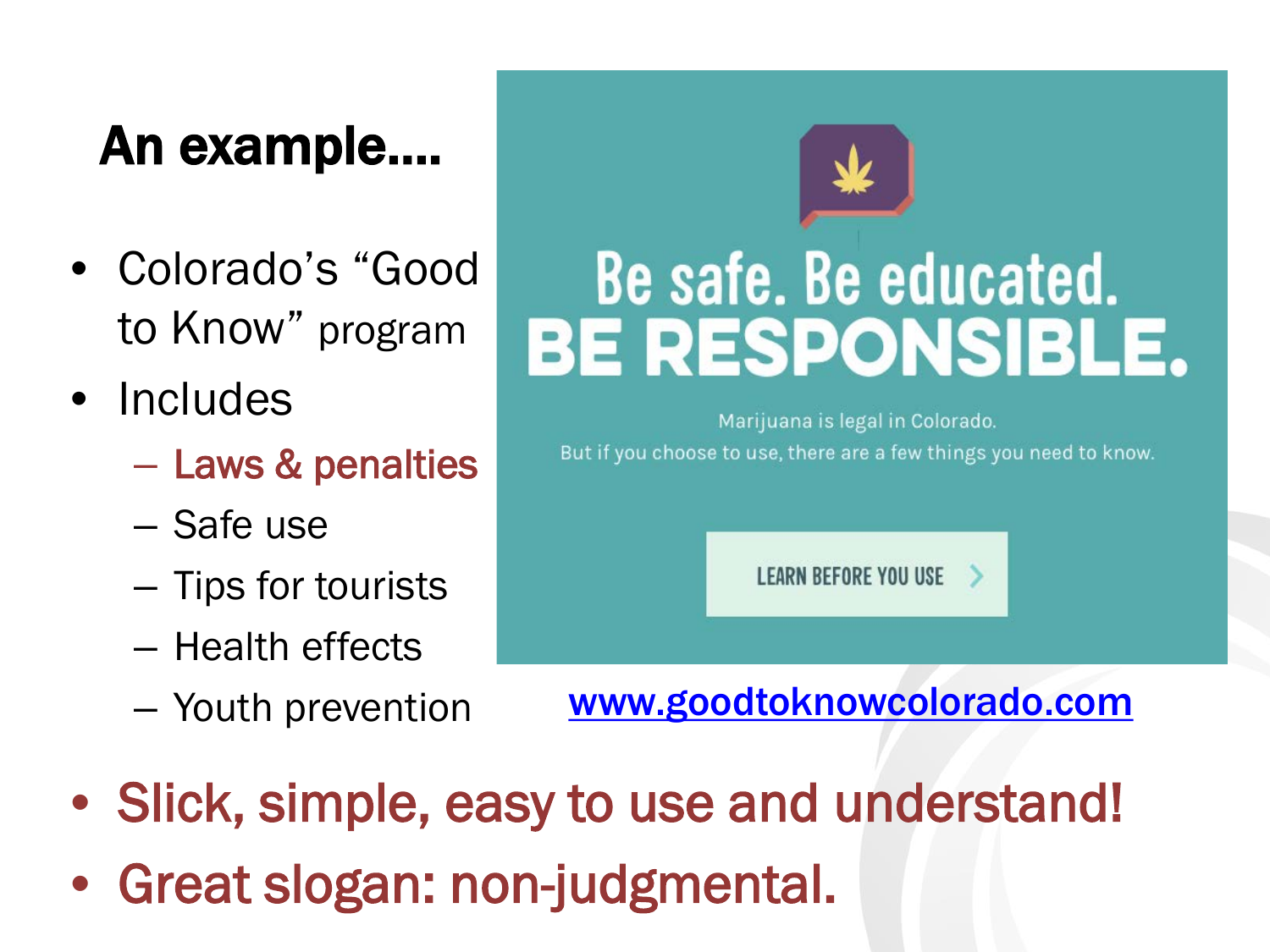## An example....

- Colorado's "Good to Know" program
- Includes
  - Laws & penalties
  - Safe use
  - Tips for tourists
  - Health effects
  - Youth prevention

Be safe. Be educated.
BE RESPONSIBLE.

Marijuana is legal in Colorado.
But if you choose to use, there are a few things you need to know.

LEARN BEFORE YOU USE

www.goodtoknowcolorado.com

- **Slick, simple, easy to use and understand!**
- **Great slogan: non-judgmental.**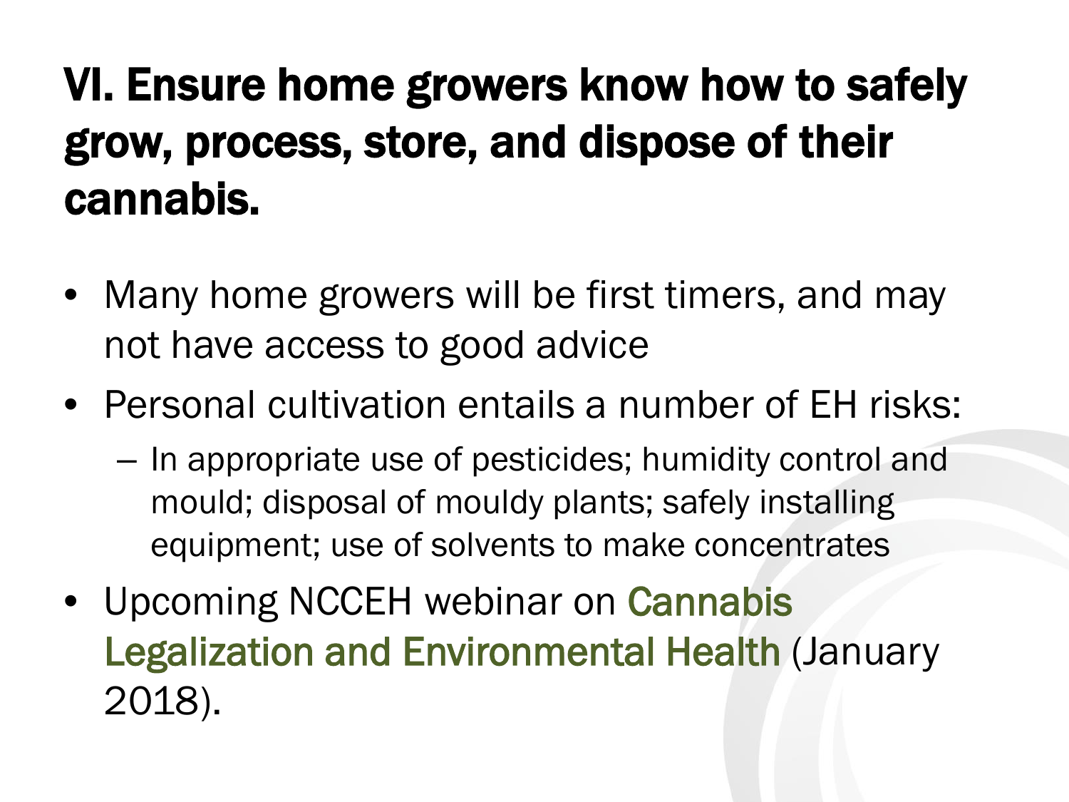# VI. Ensure home growers know how to safely grow, process, store, and dispose of their cannabis.

- Many home growers will be first timers, and may not have access to good advice
- Personal cultivation entails a number of EH risks:
  - In appropriate use of pesticides; humidity control and mould; disposal of mouldy plants; safely installing equipment; use of solvents to make concentrates
- Upcoming NCCEH webinar on Cannabis Legalization and Environmental Health (January 2018).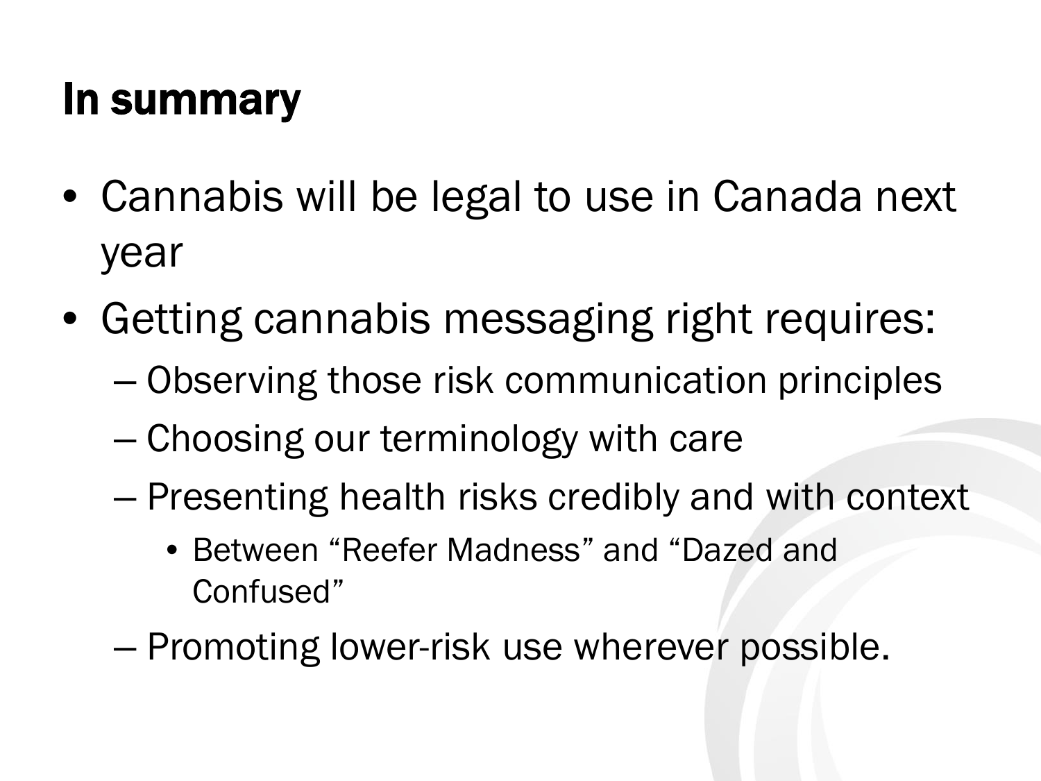# In summary

- Cannabis will be legal to use in Canada next year
- Getting cannabis messaging right requires:
  - Observing those risk communication principles
  - Choosing our terminology with care
  - Presenting health risks credibly and with context
    - Between "Reefer Madness" and "Dazed and Confused"
  - Promoting lower-risk use wherever possible.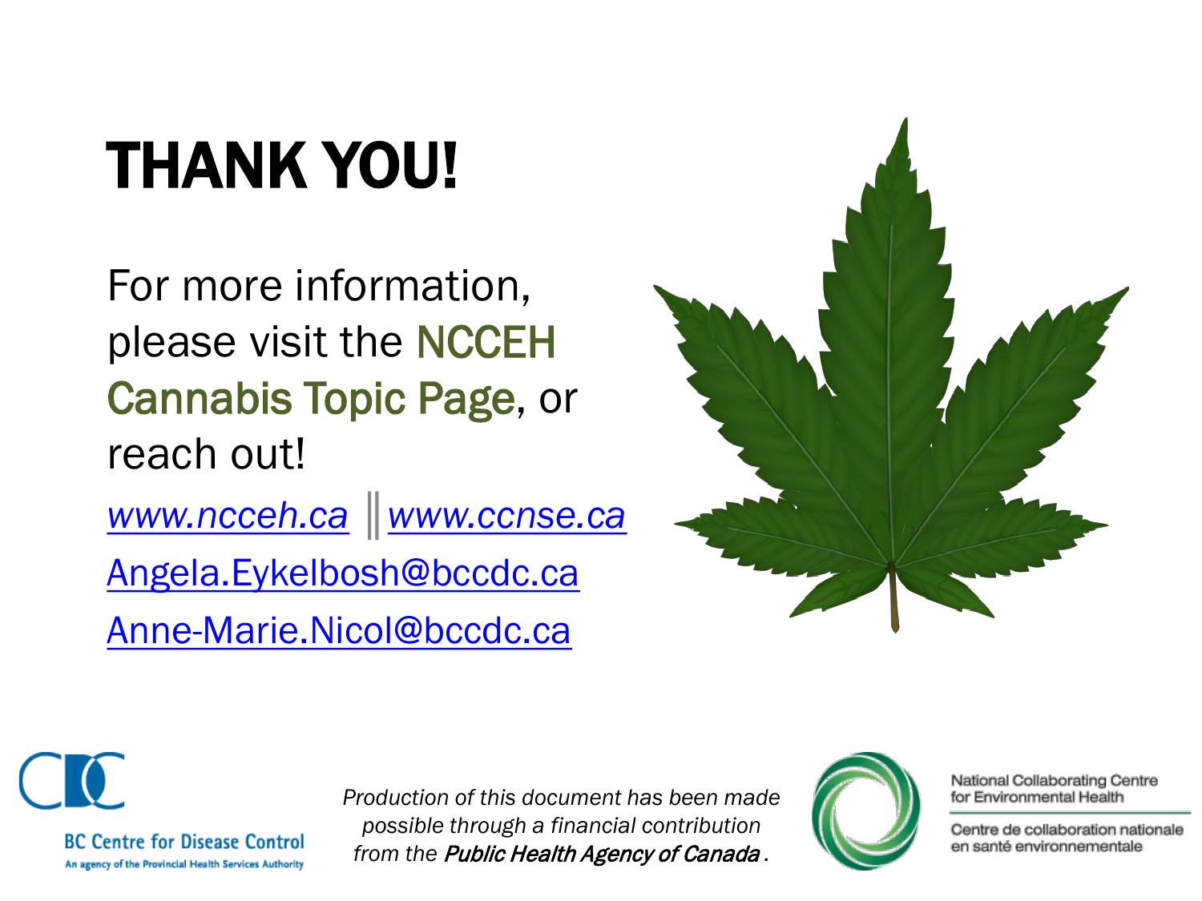# THANK YOU!

For more information, please visit the NCCEH Cannabis Topic Page, or reach out!

*www.ncceh.ca* ‖ *www.ccnse.ca*

Angela.Eykelbosh@bccdc.ca

Anne-Marie.Nicol@bccdc.ca

BC Centre for Disease Control
An agency of the Provincial Health Services Authority

*Production of this document has been made possible through a financial contribution from the* ***Public Health Agency of Canada*** *.*

National Collaborating Centre for Environmental Health

Centre de collaboration nationale en santé environnementale